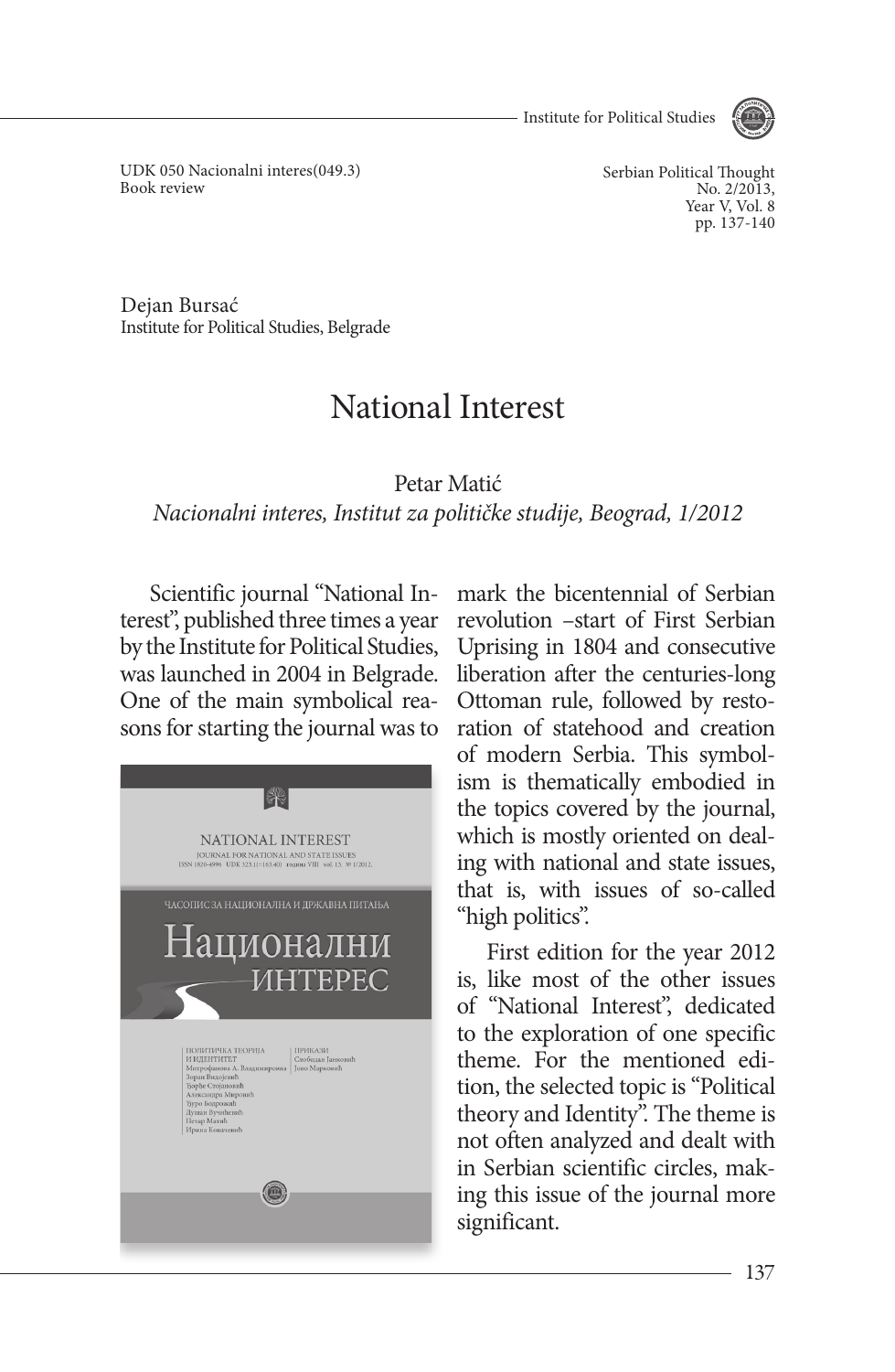UDK 050 Nacionalni interes(049.3)
Book review

Dejan Bursać
Institute for Political Studies, Belgrade

# National Interest

Petar Matić
*Nacionalni interes, Institut za političke studije, Beograd, 1/2012*

Scientific journal "National Interest", published three times a year by the Institute for Political Studies, was launched in 2004 in Belgrade. One of the main symbolical reasons for starting the journal was to mark the bicentennial of Serbian revolution –start of First Serbian Uprising in 1804 and consecutive liberation after the centuries-long Ottoman rule, followed by restoration of statehood and creation of modern Serbia. This symbolism is thematically embodied in the topics covered by the journal, which is mostly oriented on dealing with national and state issues, that is, with issues of so-called "high politics".

First edition for the year 2012 is, like most of the other issues of "National Interest", dedicated to the exploration of one specific theme. For the mentioned edition, the selected topic is "Political theory and Identity". The theme is not often analyzed and dealt with in Serbian scientific circles, making this issue of the journal more significant.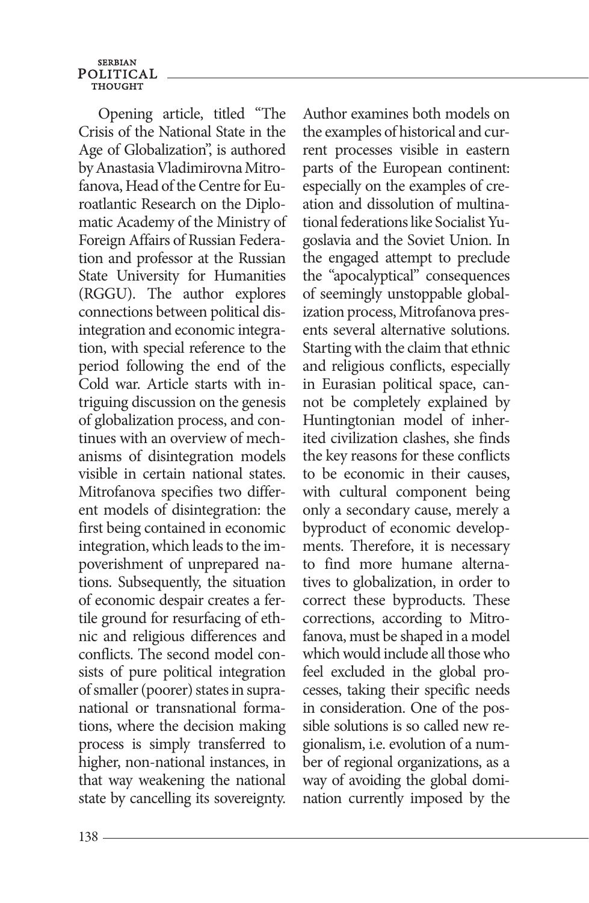Opening article, titled "The Crisis of the National State in the Age of Globalization", is authored by Anastasia Vladimirovna Mitrofanova, Head of the Centre for Euroatlantic Research on the Diplomatic Academy of the Ministry of Foreign Affairs of Russian Federation and professor at the Russian State University for Humanities (RGGU). The author explores connections between political disintegration and economic integration, with special reference to the period following the end of the Cold war. Article starts with intriguing discussion on the genesis of globalization process, and continues with an overview of mechanisms of disintegration models visible in certain national states. Mitrofanova specifies two different models of disintegration: the first being contained in economic integration, which leads to the impoverishment of unprepared nations. Subsequently, the situation of economic despair creates a fertile ground for resurfacing of ethnic and religious differences and conflicts. The second model consists of pure political integration of smaller (poorer) states in supranational or transnational formations, where the decision making process is simply transferred to higher, non-national instances, in that way weakening the national state by cancelling its sovereignty. Author examines both models on the examples of historical and current processes visible in eastern parts of the European continent: especially on the examples of creation and dissolution of multinational federations like Socialist Yugoslavia and the Soviet Union. In the engaged attempt to preclude the "apocalyptical" consequences of seemingly unstoppable globalization process, Mitrofanova presents several alternative solutions. Starting with the claim that ethnic and religious conflicts, especially in Eurasian political space, cannot be completely explained by Huntingtonian model of inherited civilization clashes, she finds the key reasons for these conflicts to be economic in their causes, with cultural component being only a secondary cause, merely a byproduct of economic developments. Therefore, it is necessary to find more humane alternatives to globalization, in order to correct these byproducts. These corrections, according to Mitrofanova, must be shaped in a model which would include all those who feel excluded in the global processes, taking their specific needs in consideration. One of the possible solutions is so called new regionalism, i.e. evolution of a number of regional organizations, as a way of avoiding the global domination currently imposed by the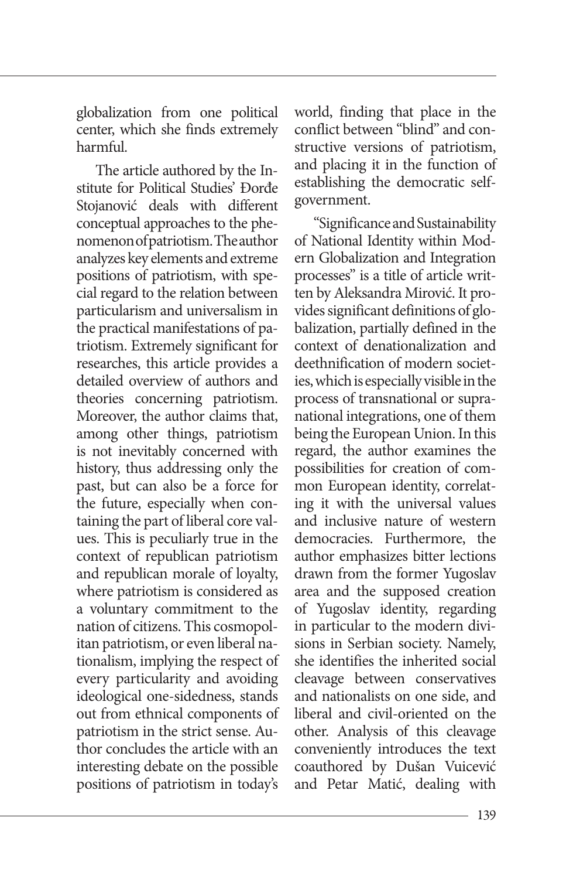globalization from one political center, which she finds extremely harmful.

The article authored by the Institute for Political Studies' Đorđe Stojanović deals with different conceptual approaches to the phenomenon of patriotism. The author analyzes key elements and extreme positions of patriotism, with special regard to the relation between particularism and universalism in the practical manifestations of patriotism. Extremely significant for researches, this article provides a detailed overview of authors and theories concerning patriotism. Moreover, the author claims that, among other things, patriotism is not inevitably concerned with history, thus addressing only the past, but can also be a force for the future, especially when containing the part of liberal core values. This is peculiarly true in the context of republican patriotism and republican morale of loyalty, where patriotism is considered as a voluntary commitment to the nation of citizens. This cosmopolitan patriotism, or even liberal nationalism, implying the respect of every particularity and avoiding ideological one-sidedness, stands out from ethnical components of patriotism in the strict sense. Author concludes the article with an interesting debate on the possible positions of patriotism in today's world, finding that place in the conflict between "blind" and constructive versions of patriotism, and placing it in the function of establishing the democratic self-government.

"Significance and Sustainability of National Identity within Modern Globalization and Integration processes" is a title of article written by Aleksandra Mirović. It provides significant definitions of globalization, partially defined in the context of denationalization and deethnification of modern societies, which is especially visible in the process of transnational or supranational integrations, one of them being the European Union. In this regard, the author examines the possibilities for creation of common European identity, correlating it with the universal values and inclusive nature of western democracies. Furthermore, the author emphasizes bitter lections drawn from the former Yugoslav area and the supposed creation of Yugoslav identity, regarding in particular to the modern divisions in Serbian society. Namely, she identifies the inherited social cleavage between conservatives and nationalists on one side, and liberal and civil-oriented on the other. Analysis of this cleavage conveniently introduces the text coauthored by Dušan Vuicević and Petar Matić, dealing with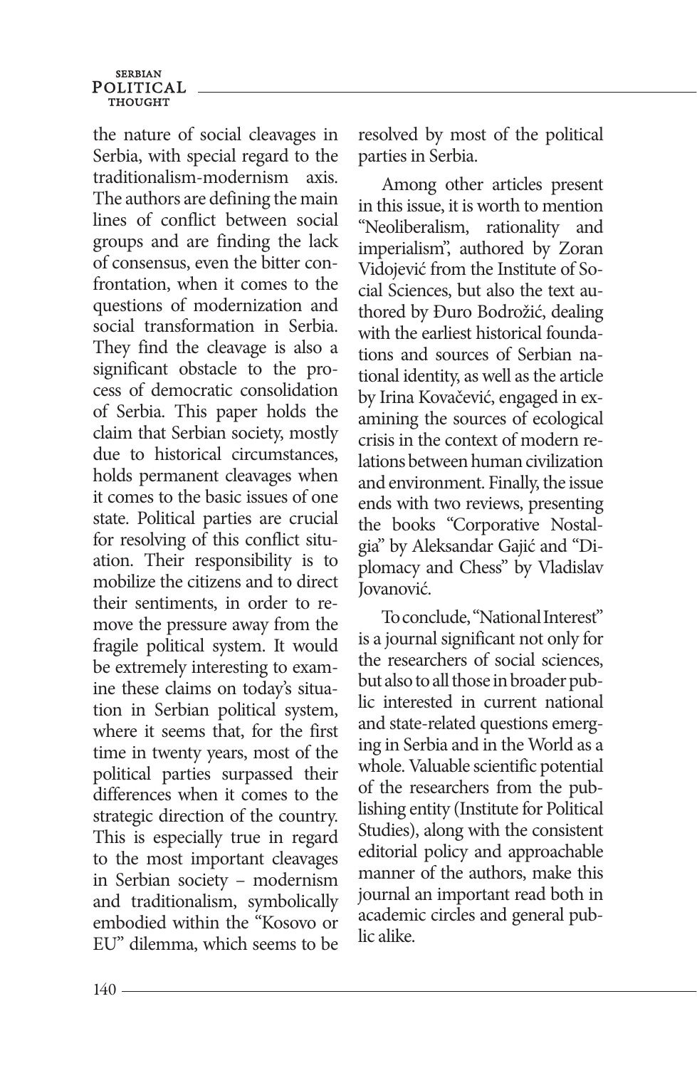the nature of social cleavages in Serbia, with special regard to the traditionalism-modernism axis. The authors are defining the main lines of conflict between social groups and are finding the lack of consensus, even the bitter confrontation, when it comes to the questions of modernization and social transformation in Serbia. They find the cleavage is also a significant obstacle to the process of democratic consolidation of Serbia. This paper holds the claim that Serbian society, mostly due to historical circumstances, holds permanent cleavages when it comes to the basic issues of one state. Political parties are crucial for resolving of this conflict situation. Their responsibility is to mobilize the citizens and to direct their sentiments, in order to remove the pressure away from the fragile political system. It would be extremely interesting to examine these claims on today's situation in Serbian political system, where it seems that, for the first time in twenty years, most of the political parties surpassed their differences when it comes to the strategic direction of the country. This is especially true in regard to the most important cleavages in Serbian society – modernism and traditionalism, symbolically embodied within the "Kosovo or EU" dilemma, which seems to be resolved by most of the political parties in Serbia.

Among other articles present in this issue, it is worth to mention "Neoliberalism, rationality and imperialism", authored by Zoran Vidojević from the Institute of Social Sciences, but also the text authored by Đuro Bodrožić, dealing with the earliest historical foundations and sources of Serbian national identity, as well as the article by Irina Kovačević, engaged in examining the sources of ecological crisis in the context of modern relations between human civilization and environment. Finally, the issue ends with two reviews, presenting the books "Corporative Nostalgia" by Aleksandar Gajić and "Diplomacy and Chess" by Vladislav Jovanović.

To conclude, "National Interest" is a journal significant not only for the researchers of social sciences, but also to all those in broader public interested in current national and state-related questions emerging in Serbia and in the World as a whole. Valuable scientific potential of the researchers from the publishing entity (Institute for Political Studies), along with the consistent editorial policy and approachable manner of the authors, make this journal an important read both in academic circles and general public alike.